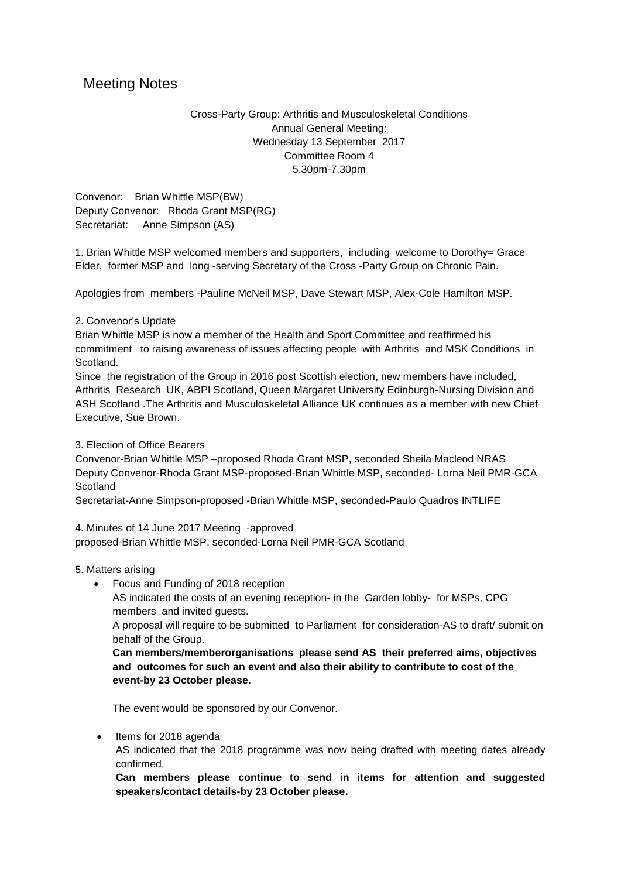# Meeting Notes

Cross-Party Group: Arthritis and Musculoskeletal Conditions
Annual General Meeting:
Wednesday 13 September 2017
Committee Room 4
5.30pm-7.30pm

Convenor: Brian Whittle MSP(BW)
Deputy Convenor: Rhoda Grant MSP(RG)
Secretariat: Anne Simpson (AS)

1. Brian Whittle MSP welcomed members and supporters, including welcome to Dorothy= Grace Elder, former MSP and long -serving Secretary of the Cross -Party Group on Chronic Pain.

Apologies from members -Pauline McNeil MSP, Dave Stewart MSP, Alex-Cole Hamilton MSP.

2. Convenor's Update

Brian Whittle MSP is now a member of the Health and Sport Committee and reaffirmed his commitment to raising awareness of issues affecting people with Arthritis and MSK Conditions in Scotland.

Since the registration of the Group in 2016 post Scottish election, new members have included, Arthritis Research UK, ABPI Scotland, Queen Margaret University Edinburgh-Nursing Division and ASH Scotland .The Arthritis and Musculoskeletal Alliance UK continues as a member with new Chief Executive, Sue Brown.

3. Election of Office Bearers

Convenor-Brian Whittle MSP –proposed Rhoda Grant MSP, seconded Sheila Macleod NRAS
Deputy Convenor-Rhoda Grant MSP-proposed-Brian Whittle MSP, seconded- Lorna Neil PMR-GCA Scotland
Secretariat-Anne Simpson-proposed -Brian Whittle MSP, seconded-Paulo Quadros INTLIFE

4. Minutes of 14 June 2017 Meeting -approved
proposed-Brian Whittle MSP, seconded-Lorna Neil PMR-GCA Scotland

5. Matters arising

- Focus and Funding of 2018 reception

  AS indicated the costs of an evening reception- in the Garden lobby- for MSPs, CPG members and invited guests.

  A proposal will require to be submitted to Parliament for consideration-AS to draft/ submit on behalf of the Group.

  **Can members/memberorganisations please send AS their preferred aims, objectives and outcomes for such an event and also their ability to contribute to cost of the event-by 23 October please.**

  The event would be sponsored by our Convenor.

- Items for 2018 agenda

  AS indicated that the 2018 programme was now being drafted with meeting dates already confirmed.

  **Can members please continue to send in items for attention and suggested speakers/contact details-by 23 October please.**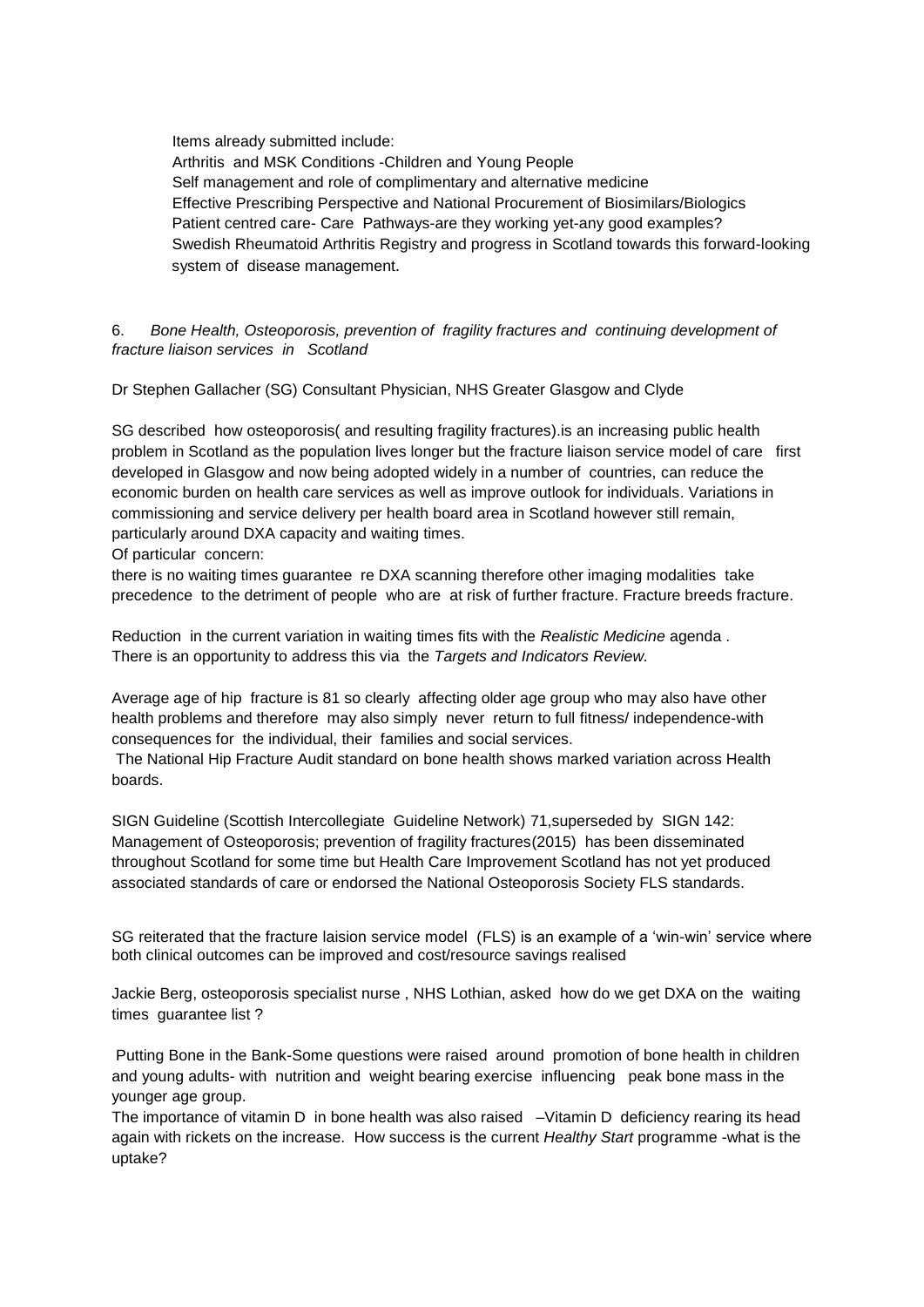Items already submitted include:
Arthritis and MSK Conditions -Children and Young People
Self management and role of complimentary and alternative medicine
Effective Prescribing Perspective and National Procurement of Biosimilars/Biologics
Patient centred care- Care Pathways-are they working yet-any good examples?
Swedish Rheumatoid Arthritis Registry and progress in Scotland towards this forward-looking system of disease management.

6. *Bone Health, Osteoporosis, prevention of fragility fractures and continuing development of fracture liaison services in Scotland*

Dr Stephen Gallacher (SG) Consultant Physician, NHS Greater Glasgow and Clyde

SG described how osteoporosis( and resulting fragility fractures).is an increasing public health problem in Scotland as the population lives longer but the fracture liaison service model of care first developed in Glasgow and now being adopted widely in a number of countries, can reduce the economic burden on health care services as well as improve outlook for individuals. Variations in commissioning and service delivery per health board area in Scotland however still remain, particularly around DXA capacity and waiting times.
Of particular concern:
there is no waiting times guarantee re DXA scanning therefore other imaging modalities take precedence to the detriment of people who are at risk of further fracture. Fracture breeds fracture.

Reduction in the current variation in waiting times fits with the *Realistic Medicine* agenda .
There is an opportunity to address this via the *Targets and Indicators Review.*

Average age of hip fracture is 81 so clearly affecting older age group who may also have other health problems and therefore may also simply never return to full fitness/ independence-with consequences for the individual, their families and social services.
The National Hip Fracture Audit standard on bone health shows marked variation across Health boards.

SIGN Guideline (Scottish Intercollegiate Guideline Network) 71,superseded by SIGN 142: Management of Osteoporosis; prevention of fragility fractures(2015) has been disseminated throughout Scotland for some time but Health Care Improvement Scotland has not yet produced associated standards of care or endorsed the National Osteoporosis Society FLS standards.

SG reiterated that the fracture laision service model (FLS) is an example of a 'win-win' service where both clinical outcomes can be improved and cost/resource savings realised

Jackie Berg, osteoporosis specialist nurse , NHS Lothian, asked how do we get DXA on the waiting times guarantee list ?

Putting Bone in the Bank-Some questions were raised around promotion of bone health in children and young adults- with nutrition and weight bearing exercise influencing peak bone mass in the younger age group.
The importance of vitamin D in bone health was also raised –Vitamin D deficiency rearing its head again with rickets on the increase. How success is the current *Healthy Start* programme -what is the uptake?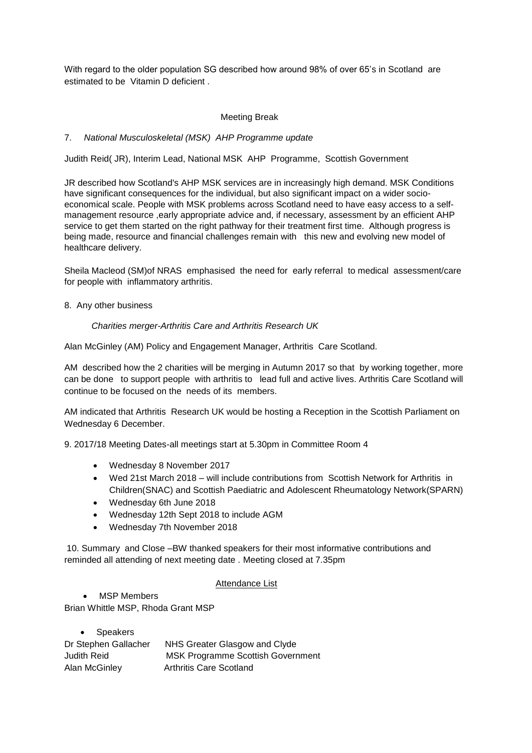With regard to the older population SG described how around 98% of over 65's in Scotland are estimated to be Vitamin D deficient .

Meeting Break

7. *National Musculoskeletal (MSK) AHP Programme update*

Judith Reid( JR), Interim Lead, National MSK AHP Programme, Scottish Government

JR described how Scotland's AHP MSK services are in increasingly high demand. MSK Conditions have significant consequences for the individual, but also significant impact on a wider socio-economical scale. People with MSK problems across Scotland need to have easy access to a self-management resource ,early appropriate advice and, if necessary, assessment by an efficient AHP service to get them started on the right pathway for their treatment first time. Although progress is being made, resource and financial challenges remain with this new and evolving new model of healthcare delivery.

Sheila Macleod (SM)of NRAS emphasised the need for early referral to medical assessment/care for people with inflammatory arthritis.

8. Any other business

*Charities merger-Arthritis Care and Arthritis Research UK*

Alan McGinley (AM) Policy and Engagement Manager, Arthritis Care Scotland.

AM described how the 2 charities will be merging in Autumn 2017 so that by working together, more can be done to support people with arthritis to lead full and active lives. Arthritis Care Scotland will continue to be focused on the needs of its members.

AM indicated that Arthritis Research UK would be hosting a Reception in the Scottish Parliament on Wednesday 6 December.

9. 2017/18 Meeting Dates-all meetings start at 5.30pm in Committee Room 4

- Wednesday 8 November 2017
- Wed 21st March 2018 – will include contributions from Scottish Network for Arthritis in Children(SNAC) and Scottish Paediatric and Adolescent Rheumatology Network(SPARN)
- Wednesday 6th June 2018
- Wednesday 12th Sept 2018 to include AGM
- Wednesday 7th November 2018

10. Summary and Close –BW thanked speakers for their most informative contributions and reminded all attending of next meeting date . Meeting closed at 7.35pm

Attendance List

- MSP Members

Brian Whittle MSP, Rhoda Grant MSP

- Speakers

| | |
|---|---|
| Dr Stephen Gallacher | NHS Greater Glasgow and Clyde |
| Judith Reid | MSK Programme Scottish Government |
| Alan McGinley | Arthritis Care Scotland |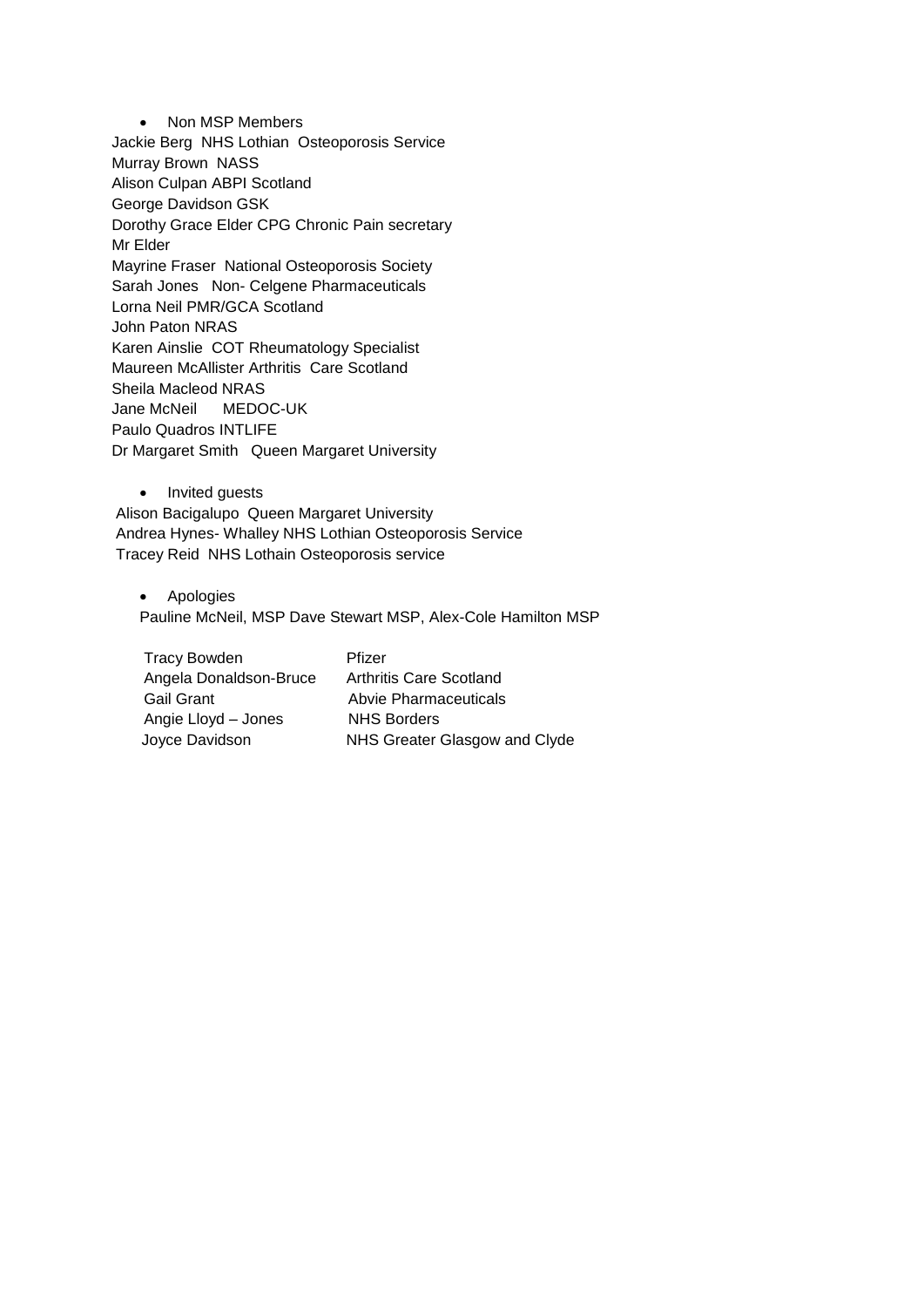- Non MSP Members

Jackie Berg NHS Lothian Osteoporosis Service
Murray Brown NASS
Alison Culpan ABPI Scotland
George Davidson GSK
Dorothy Grace Elder CPG Chronic Pain secretary
Mr Elder
Mayrine Fraser National Osteoporosis Society
Sarah Jones Non- Celgene Pharmaceuticals
Lorna Neil PMR/GCA Scotland
John Paton NRAS
Karen Ainslie COT Rheumatology Specialist
Maureen McAllister Arthritis Care Scotland
Sheila Macleod NRAS
Jane McNeil MEDOC-UK
Paulo Quadros INTLIFE
Dr Margaret Smith Queen Margaret University

- Invited guests

Alison Bacigalupo Queen Margaret University
Andrea Hynes- Whalley NHS Lothian Osteoporosis Service
Tracey Reid NHS Lothain Osteoporosis service

- Apologies

Pauline McNeil, MSP Dave Stewart MSP, Alex-Cole Hamilton MSP

| | |
|---|---|
| Tracy Bowden | Pfizer |
| Angela Donaldson-Bruce | Arthritis Care Scotland |
| Gail Grant | Abvie Pharmaceuticals |
| Angie Lloyd – Jones | NHS Borders |
| Joyce Davidson | NHS Greater Glasgow and Clyde |